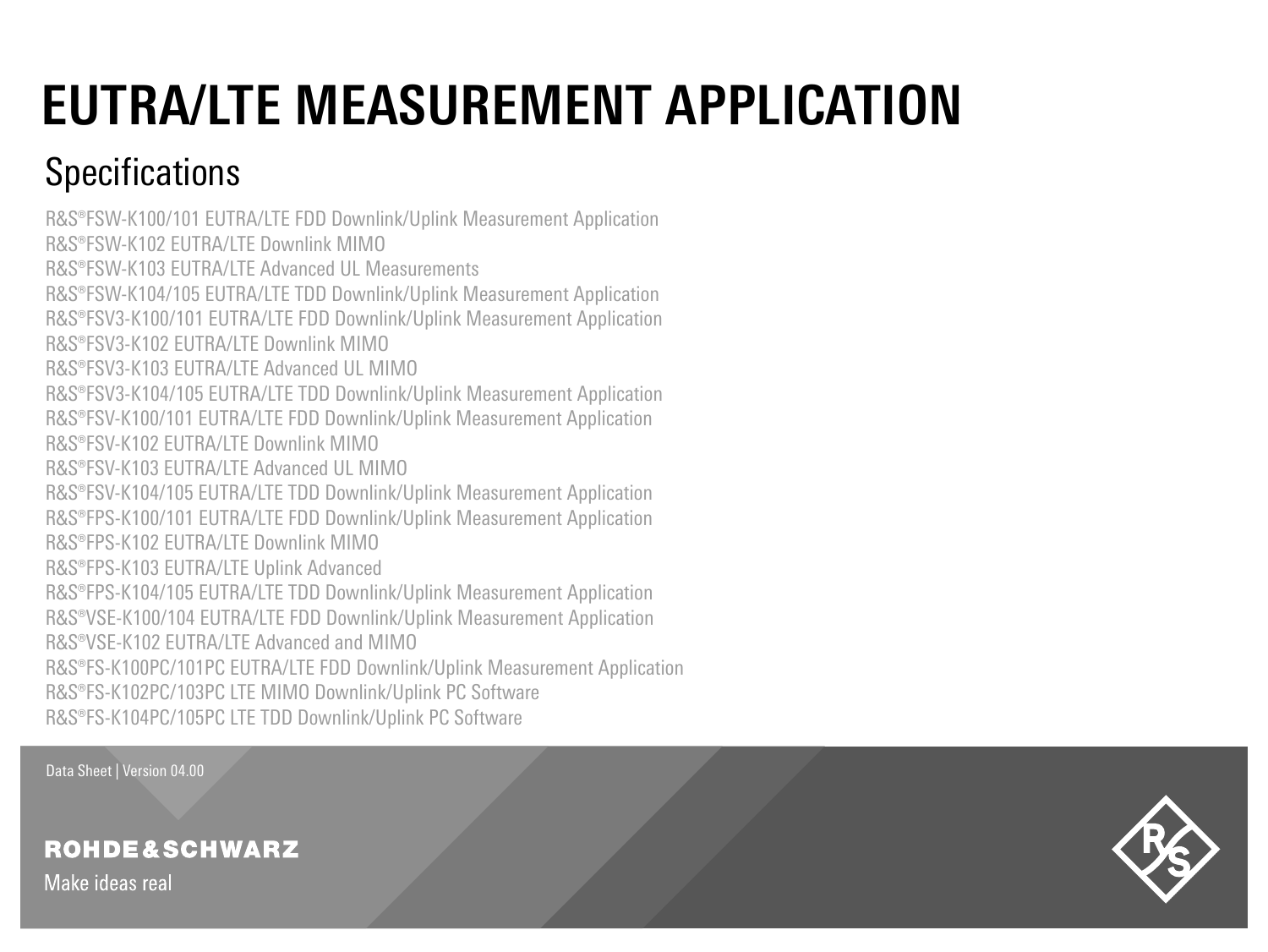# EUTRA/LTE MEASUREMENT APPLICATION

## Specifications

R&S®FSW-K100/101 EUTRA/LTE FDD Downlink/Uplink Measurement Application
R&S®FSW-K102 EUTRA/LTE Downlink MIMO
R&S®FSW-K103 EUTRA/LTE Advanced UL Measurements
R&S®FSW-K104/105 EUTRA/LTE TDD Downlink/Uplink Measurement Application
R&S®FSV3-K100/101 EUTRA/LTE FDD Downlink/Uplink Measurement Application
R&S®FSV3-K102 EUTRA/LTE Downlink MIMO
R&S®FSV3-K103 EUTRA/LTE Advanced UL MIMO
R&S®FSV3-K104/105 EUTRA/LTE TDD Downlink/Uplink Measurement Application
R&S®FSV-K100/101 EUTRA/LTE FDD Downlink/Uplink Measurement Application
R&S®FSV-K102 EUTRA/LTE Downlink MIMO
R&S®FSV-K103 EUTRA/LTE Advanced UL MIMO
R&S®FSV-K104/105 EUTRA/LTE TDD Downlink/Uplink Measurement Application
R&S®FPS-K100/101 EUTRA/LTE FDD Downlink/Uplink Measurement Application
R&S®FPS-K102 EUTRA/LTE Downlink MIMO
R&S®FPS-K103 EUTRA/LTE Uplink Advanced
R&S®FPS-K104/105 EUTRA/LTE TDD Downlink/Uplink Measurement Application
R&S®VSE-K100/104 EUTRA/LTE FDD Downlink/Uplink Measurement Application
R&S®VSE-K102 EUTRA/LTE Advanced and MIMO
R&S®FS-K100PC/101PC EUTRA/LTE FDD Downlink/Uplink Measurement Application
R&S®FS-K102PC/103PC LTE MIMO Downlink/Uplink PC Software
R&S®FS-K104PC/105PC LTE TDD Downlink/Uplink PC Software

Data Sheet | Version 04.00

ROHDE&SCHWARZ

Make ideas real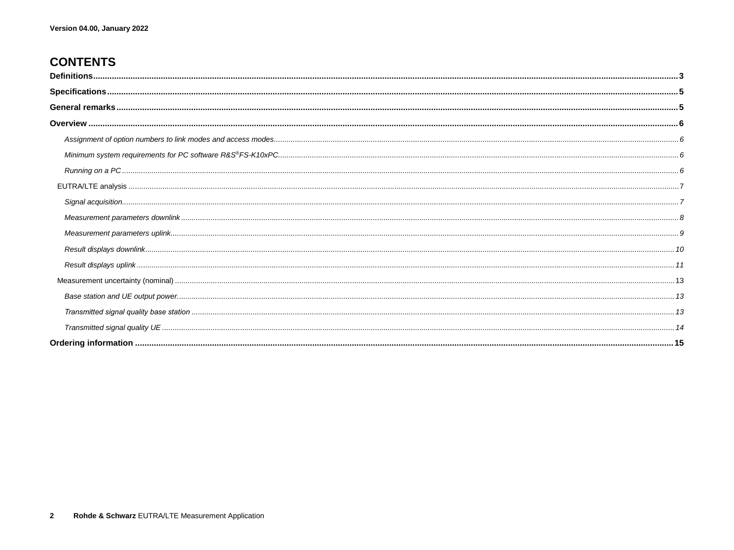Version 04.00, January 2022

# CONTENTS

**Definitions** ..... 3

**Specifications** ..... 5

**General remarks** ..... 5

**Overview** ..... 6

*Assignment of option numbers to link modes and access modes* ..... 6

*Minimum system requirements for PC software R&S®FS-K10xPC* ..... 6

*Running on a PC* ..... 6

EUTRA/LTE analysis ..... 7

*Signal acquisition* ..... 7

*Measurement parameters downlink* ..... 8

*Measurement parameters uplink* ..... 9

*Result displays downlink* ..... 10

*Result displays uplink* ..... 11

Measurement uncertainty (nominal) ..... 13

*Base station and UE output power* ..... 13

*Transmitted signal quality base station* ..... 13

*Transmitted signal quality UE* ..... 14

**Ordering information** ..... 15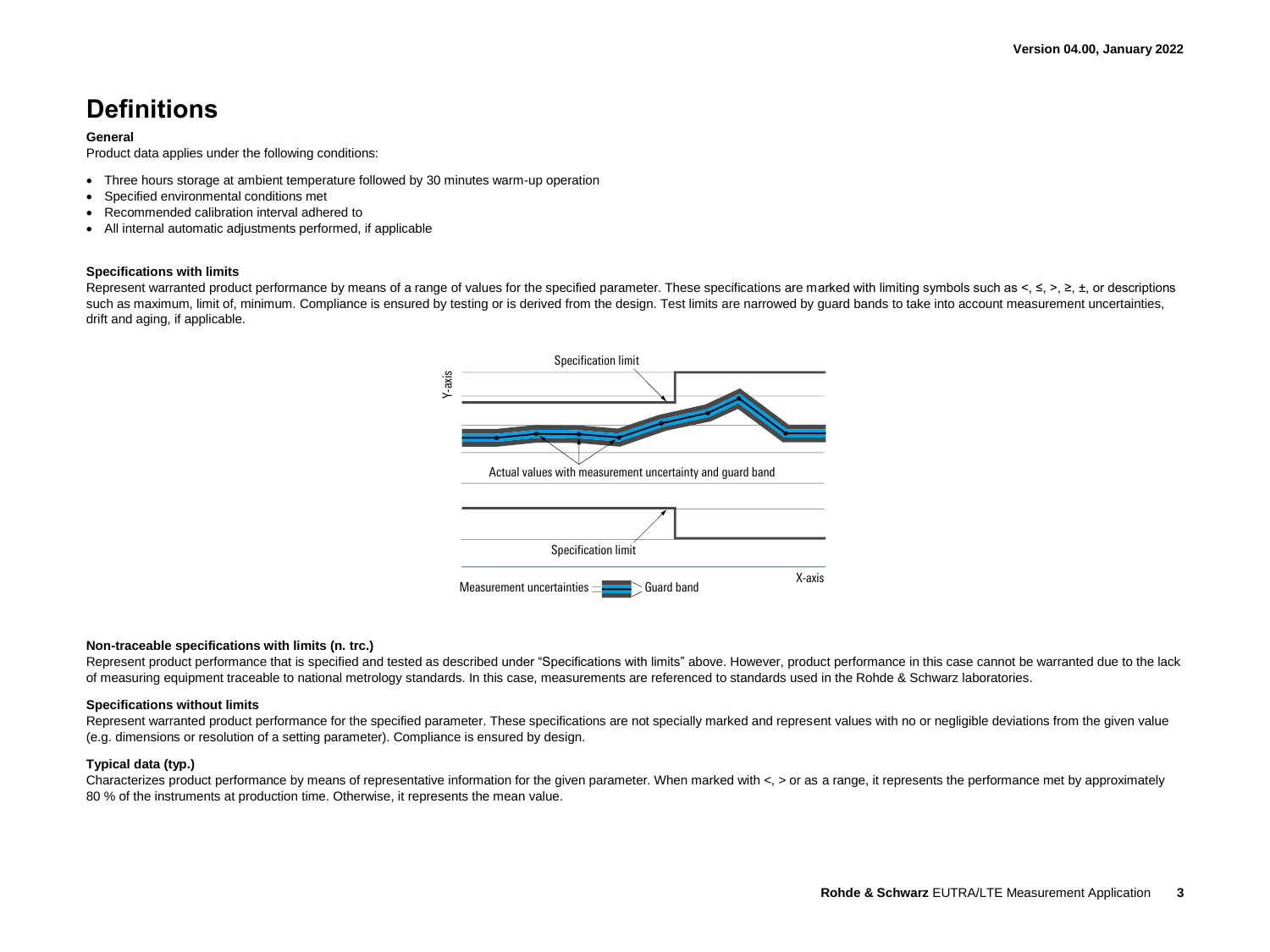# Definitions

**General**

Product data applies under the following conditions:

- Three hours storage at ambient temperature followed by 30 minutes warm-up operation
- Specified environmental conditions met
- Recommended calibration interval adhered to
- All internal automatic adjustments performed, if applicable

**Specifications with limits**

Represent warranted product performance by means of a range of values for the specified parameter. These specifications are marked with limiting symbols such as <, ≤, >, ≥, ±, or descriptions such as maximum, limit of, minimum. Compliance is ensured by testing or is derived from the design. Test limits are narrowed by guard bands to take into account measurement uncertainties, drift and aging, if applicable.

**Non-traceable specifications with limits (n. trc.)**

Represent product performance that is specified and tested as described under "Specifications with limits" above. However, product performance in this case cannot be warranted due to the lack of measuring equipment traceable to national metrology standards. In this case, measurements are referenced to standards used in the Rohde & Schwarz laboratories.

**Specifications without limits**

Represent warranted product performance for the specified parameter. These specifications are not specially marked and represent values with no or negligible deviations from the given value (e.g. dimensions or resolution of a setting parameter). Compliance is ensured by design.

**Typical data (typ.)**

Characterizes product performance by means of representative information for the given parameter. When marked with <, > or as a range, it represents the performance met by approximately 80 % of the instruments at production time. Otherwise, it represents the mean value.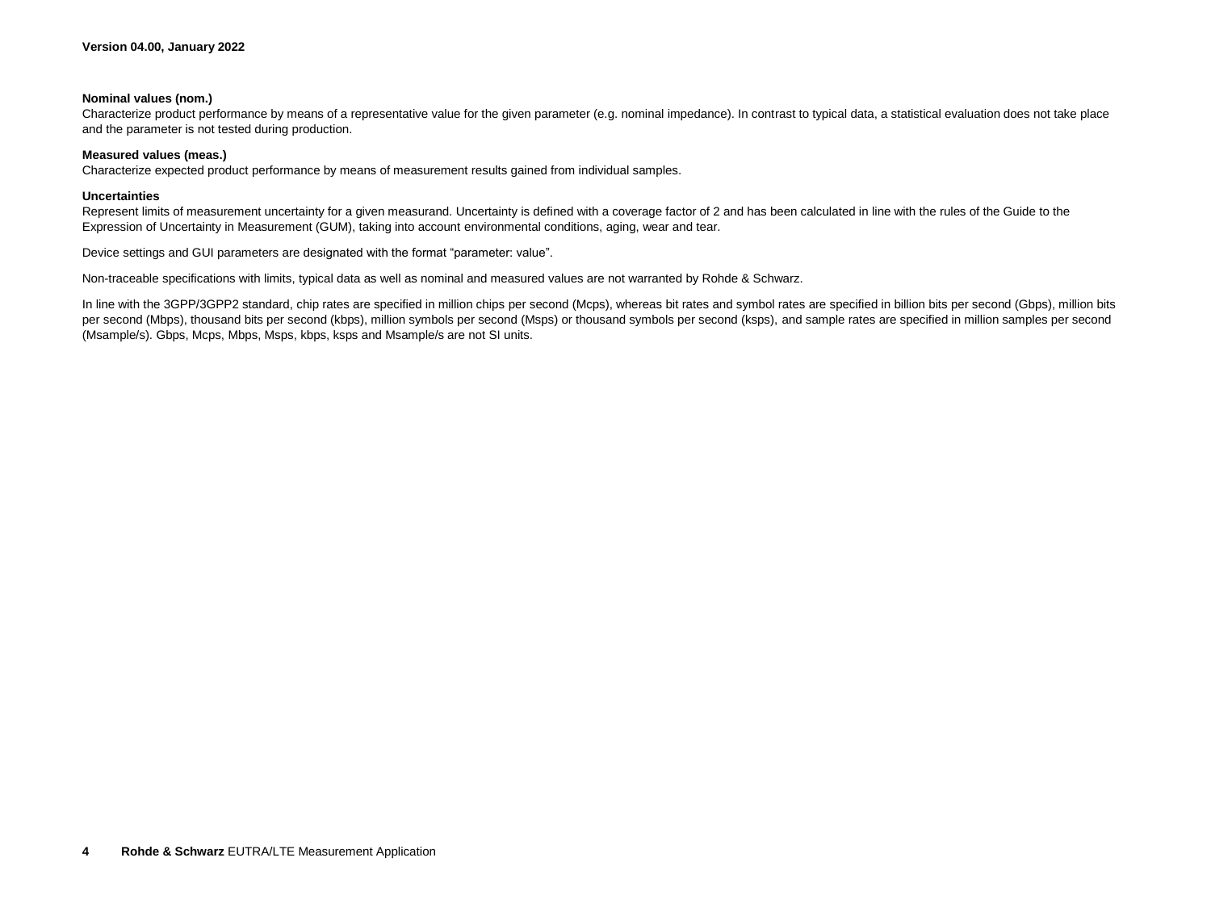**Nominal values (nom.)**

Characterize product performance by means of a representative value for the given parameter (e.g. nominal impedance). In contrast to typical data, a statistical evaluation does not take place and the parameter is not tested during production.

**Measured values (meas.)**

Characterize expected product performance by means of measurement results gained from individual samples.

**Uncertainties**

Represent limits of measurement uncertainty for a given measurand. Uncertainty is defined with a coverage factor of 2 and has been calculated in line with the rules of the Guide to the Expression of Uncertainty in Measurement (GUM), taking into account environmental conditions, aging, wear and tear.

Device settings and GUI parameters are designated with the format "parameter: value".

Non-traceable specifications with limits, typical data as well as nominal and measured values are not warranted by Rohde & Schwarz.

In line with the 3GPP/3GPP2 standard, chip rates are specified in million chips per second (Mcps), whereas bit rates and symbol rates are specified in billion bits per second (Gbps), million bits per second (Mbps), thousand bits per second (kbps), million symbols per second (Msps) or thousand symbols per second (ksps), and sample rates are specified in million samples per second (Msample/s). Gbps, Mcps, Mbps, Msps, kbps, ksps and Msample/s are not SI units.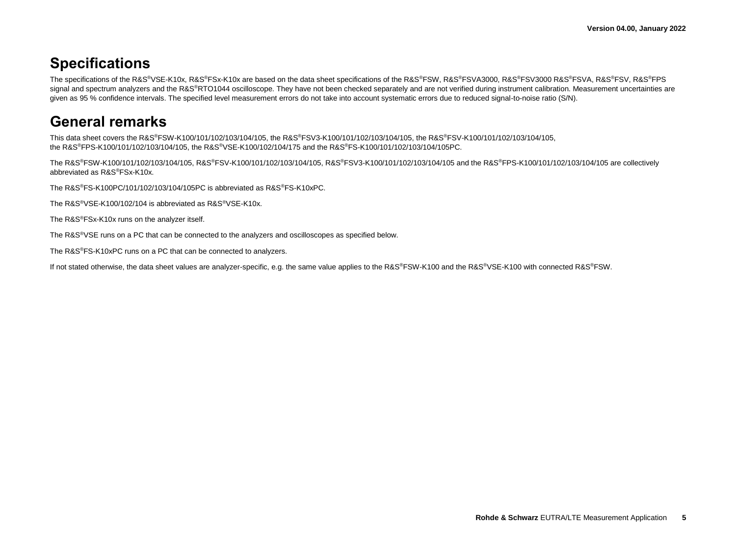# Specifications

The specifications of the R&S®VSE-K10x, R&S®FSx-K10x are based on the data sheet specifications of the R&S®FSW, R&S®FSVA3000, R&S®FSV3000 R&S®FSVA, R&S®FSV, R&S®FPS signal and spectrum analyzers and the R&S®RTO1044 oscilloscope. They have not been checked separately and are not verified during instrument calibration. Measurement uncertainties are given as 95 % confidence intervals. The specified level measurement errors do not take into account systematic errors due to reduced signal-to-noise ratio (S/N).

# General remarks

This data sheet covers the R&S®FSW-K100/101/102/103/104/105, the R&S®FSV3-K100/101/102/103/104/105, the R&S®FSV-K100/101/102/103/104/105, the R&S®FPS-K100/101/102/103/104/105, the R&S®VSE-K100/102/104/175 and the R&S®FS-K100/101/102/103/104/105PC.

The R&S®FSW-K100/101/102/103/104/105, R&S®FSV-K100/101/102/103/104/105, R&S®FSV3-K100/101/102/103/104/105 and the R&S®FPS-K100/101/102/103/104/105 are collectively abbreviated as R&S®FSx-K10x.

The R&S®FS-K100PC/101/102/103/104/105PC is abbreviated as R&S®FS-K10xPC.

The R&S®VSE-K100/102/104 is abbreviated as R&S®VSE-K10x.

The R&S®FSx-K10x runs on the analyzer itself.

The R&S®VSE runs on a PC that can be connected to the analyzers and oscilloscopes as specified below.

The R&S®FS-K10xPC runs on a PC that can be connected to analyzers.

If not stated otherwise, the data sheet values are analyzer-specific, e.g. the same value applies to the R&S®FSW-K100 and the R&S®VSE-K100 with connected R&S®FSW.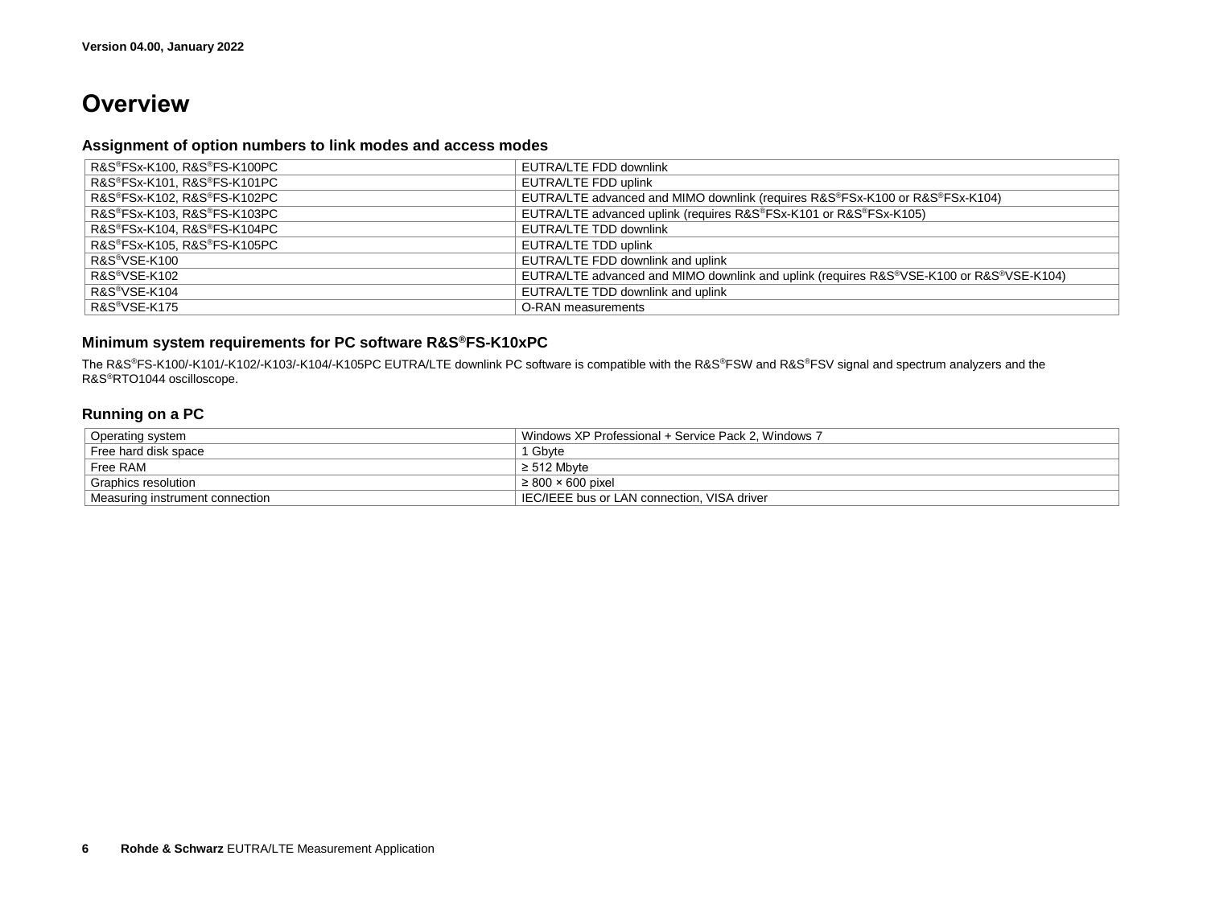# Overview

### Assignment of option numbers to link modes and access modes

| | |
|---|---|
| R&S®FSx-K100, R&S®FS-K100PC | EUTRA/LTE FDD downlink |
| R&S®FSx-K101, R&S®FS-K101PC | EUTRA/LTE FDD uplink |
| R&S®FSx-K102, R&S®FS-K102PC | EUTRA/LTE advanced and MIMO downlink (requires R&S®FSx-K100 or R&S®FSx-K104) |
| R&S®FSx-K103, R&S®FS-K103PC | EUTRA/LTE advanced uplink (requires R&S®FSx-K101 or R&S®FSx-K105) |
| R&S®FSx-K104, R&S®FS-K104PC | EUTRA/LTE TDD downlink |
| R&S®FSx-K105, R&S®FS-K105PC | EUTRA/LTE TDD uplink |
| R&S®VSE-K100 | EUTRA/LTE FDD downlink and uplink |
| R&S®VSE-K102 | EUTRA/LTE advanced and MIMO downlink and uplink (requires R&S®VSE-K100 or R&S®VSE-K104) |
| R&S®VSE-K104 | EUTRA/LTE TDD downlink and uplink |
| R&S®VSE-K175 | O-RAN measurements |

### Minimum system requirements for PC software R&S®FS-K10xPC

The R&S®FS-K100/-K101/-K102/-K103/-K104/-K105PC EUTRA/LTE downlink PC software is compatible with the R&S®FSW and R&S®FSV signal and spectrum analyzers and the R&S®RTO1044 oscilloscope.

### Running on a PC

| | |
|---|---|
| Operating system | Windows XP Professional + Service Pack 2, Windows 7 |
| Free hard disk space | 1 Gbyte |
| Free RAM | ≥ 512 Mbyte |
| Graphics resolution | ≥ 800 × 600 pixel |
| Measuring instrument connection | IEC/IEEE bus or LAN connection, VISA driver |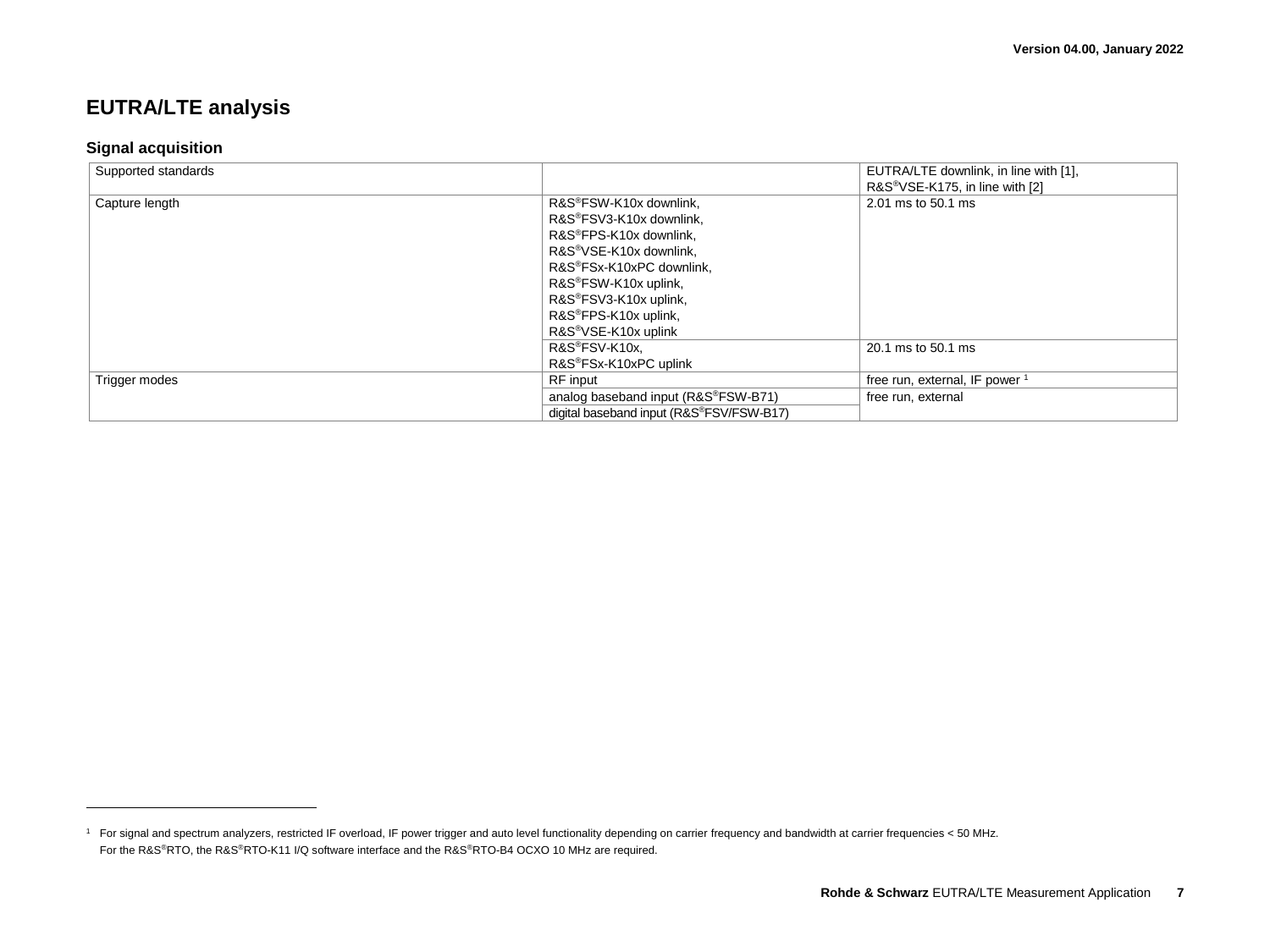# EUTRA/LTE analysis

## Signal acquisition

| | | |
|---|---|---|
| Supported standards | | EUTRA/LTE downlink, in line with [1], R&S®VSE-K175, in line with [2] |
| Capture length | R&S®FSW-K10x downlink, R&S®FSV3-K10x downlink, R&S®FPS-K10x downlink, R&S®VSE-K10x downlink, R&S®FSx-K10xPC downlink, R&S®FSW-K10x uplink, R&S®FSV3-K10x uplink, R&S®FPS-K10x uplink, R&S®VSE-K10x uplink | 2.01 ms to 50.1 ms |
| | R&S®FSV-K10x, R&S®FSx-K10xPC uplink | 20.1 ms to 50.1 ms |
| Trigger modes | RF input | free run, external, IF power [1] |
| | analog baseband input (R&S®FSW-B71) | free run, external |
| | digital baseband input (R&S®FSV/FSW-B17) | |

[1] For signal and spectrum analyzers, restricted IF overload, IF power trigger and auto level functionality depending on carrier frequency and bandwidth at carrier frequencies < 50 MHz. For the R&S®RTO, the R&S®RTO-K11 I/Q software interface and the R&S®RTO-B4 OCXO 10 MHz are required.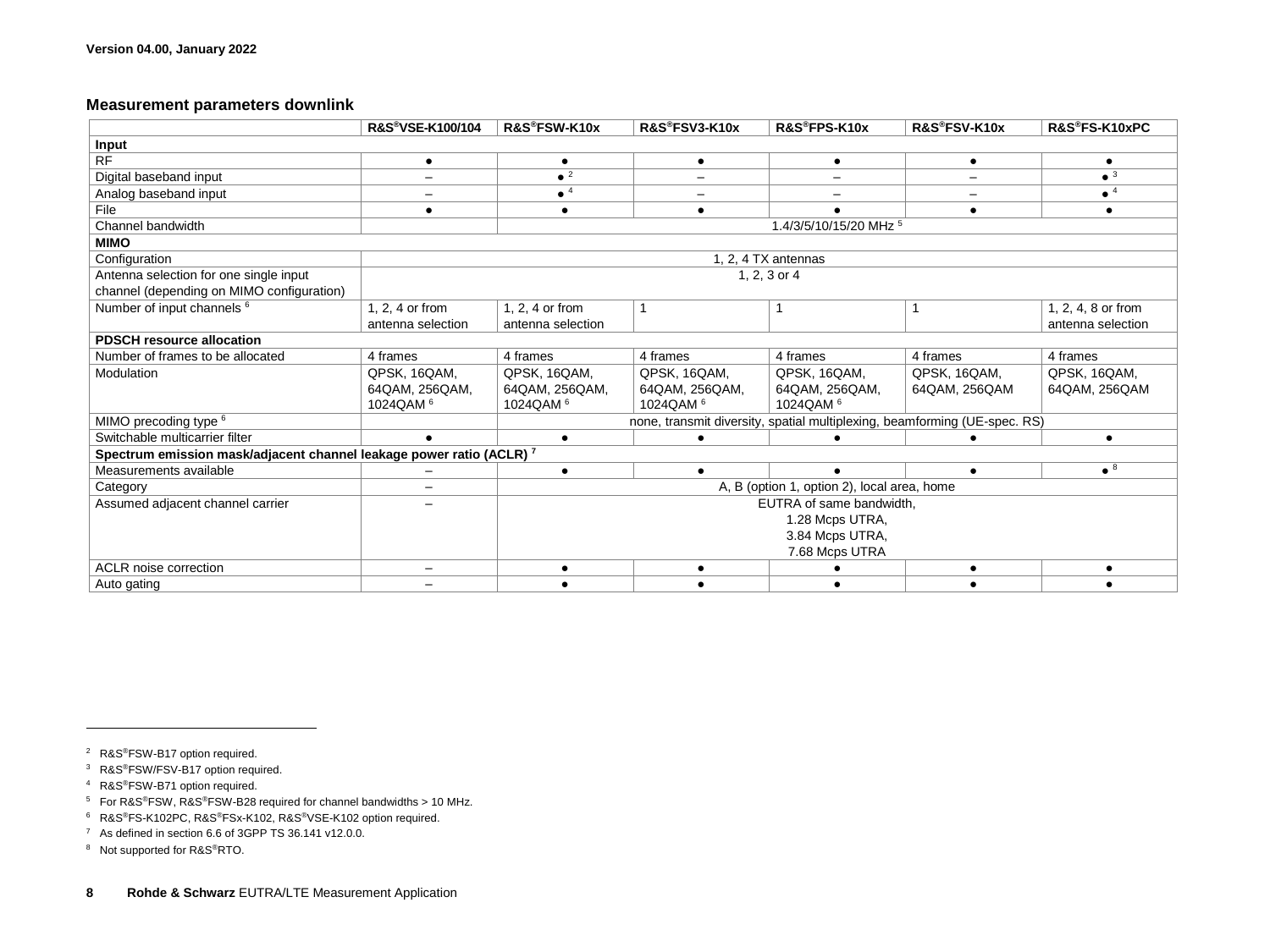## Measurement parameters downlink

| | R&S®VSE-K100/104 | R&S®FSW-K10x | R&S®FSV3-K10x | R&S®FPS-K10x | R&S®FSV-K10x | R&S®FS-K10xPC |
|---|---|---|---|---|---|---|
| **Input** | | | | | | |
| RF | ● | ● | ● | ● | ● | ● |
| Digital baseband input | – | ● [2] | – | – | – | ● [3] |
| Analog baseband input | – | ● [4] | – | – | – | ● [4] |
| File | ● | ● | ● | ● | ● | ● |
| Channel bandwidth | | 1.4/3/5/10/15/20 MHz [5] | | | | |
| **MIMO** | | | | | | |
| Configuration | 1, 2, 4 TX antennas | | | | | |
| Antenna selection for one single input channel (depending on MIMO configuration) | 1, 2, 3 or 4 | | | | | |
| Number of input channels [6] | 1, 2, 4 or from antenna selection | 1, 2, 4 or from antenna selection | 1 | 1 | 1 | 1, 2, 4, 8 or from antenna selection |
| **PDSCH resource allocation** | | | | | | |
| Number of frames to be allocated | 4 frames | 4 frames | 4 frames | 4 frames | 4 frames | 4 frames |
| Modulation | QPSK, 16QAM, 64QAM, 256QAM, 1024QAM [6] | QPSK, 16QAM, 64QAM, 256QAM, 1024QAM [6] | QPSK, 16QAM, 64QAM, 256QAM, 1024QAM [6] | QPSK, 16QAM, 64QAM, 256QAM, 1024QAM [6] | QPSK, 16QAM, 64QAM, 256QAM | QPSK, 16QAM, 64QAM, 256QAM |
| MIMO precoding type [6] | | none, transmit diversity, spatial multiplexing, beamforming (UE-spec. RS) | | | | |
| Switchable multicarrier filter | ● | ● | ● | ● | ● | ● |
| **Spectrum emission mask/adjacent channel leakage power ratio (ACLR) [7]** | | | | | | |
| Measurements available | – | ● | ● | ● | ● | ● [8] |
| Category | – | A, B (option 1, option 2), local area, home | | | | |
| Assumed adjacent channel carrier | – | EUTRA of same bandwidth, 1.28 Mcps UTRA, 3.84 Mcps UTRA, 7.68 Mcps UTRA | | | | |
| ACLR noise correction | – | ● | ● | ● | ● | ● |
| Auto gating | – | ● | ● | ● | ● | ● |

[2] R&S®FSW-B17 option required.

[3] R&S®FSW/FSV-B17 option required.

[4] R&S®FSW-B71 option required.

[5] For R&S®FSW, R&S®FSW-B28 required for channel bandwidths > 10 MHz.

[6] R&S®FS-K102PC, R&S®FSx-K102, R&S®VSE-K102 option required.

[7] As defined in section 6.6 of 3GPP TS 36.141 v12.0.0.

[8] Not supported for R&S®RTO.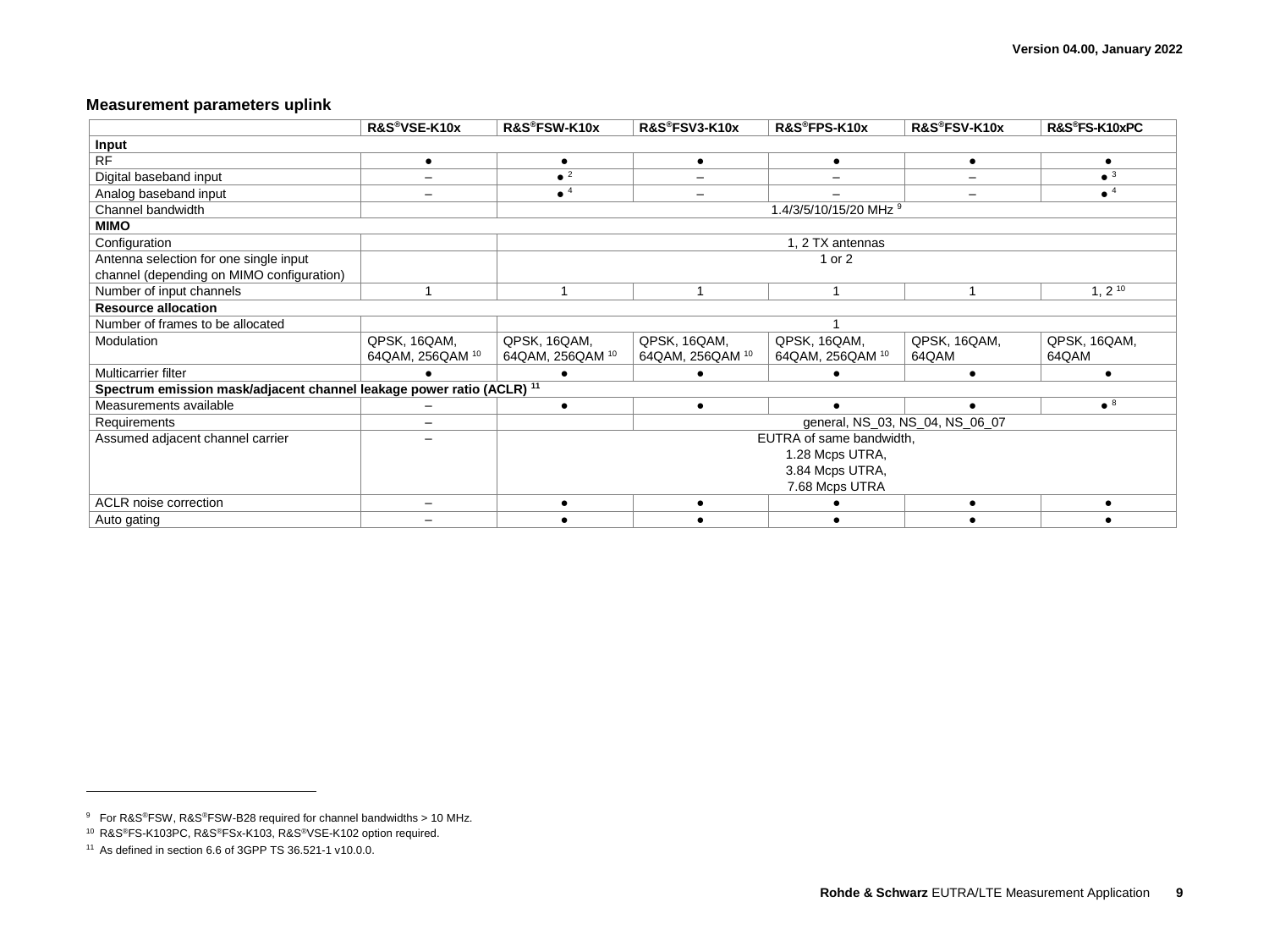## Measurement parameters uplink

| | R&S®VSE-K10x | R&S®FSW-K10x | R&S®FSV3-K10x | R&S®FPS-K10x | R&S®FSV-K10x | R&S®FS-K10xPC |
|---|---|---|---|---|---|---|
| **Input** | | | | | | |
| RF | ● | ● | ● | ● | ● | ● |
| Digital baseband input | – | ● [2] | – | – | – | ● [3] |
| Analog baseband input | – | ● [4] | – | – | – | ● [4] |
| Channel bandwidth | | 1.4/3/5/10/15/20 MHz [9] | | | | |
| **MIMO** | | | | | | |
| Configuration | | 1, 2 TX antennas | | | | |
| Antenna selection for one single input channel (depending on MIMO configuration) | | 1 or 2 | | | | |
| Number of input channels | 1 | 1 | 1 | 1 | 1 | 1, 2 [10] |
| **Resource allocation** | | | | | | |
| Number of frames to be allocated | | 1 | | | | |
| Modulation | QPSK, 16QAM, 64QAM, 256QAM [10] | QPSK, 16QAM, 64QAM, 256QAM [10] | QPSK, 16QAM, 64QAM, 256QAM [10] | QPSK, 16QAM, 64QAM, 256QAM [10] | QPSK, 16QAM, 64QAM | QPSK, 16QAM, 64QAM |
| Multicarrier filter | ● | ● | ● | ● | ● | ● |
| **Spectrum emission mask/adjacent channel leakage power ratio (ACLR) [11]** | | | | | | |
| Measurements available | – | ● | ● | ● | ● | ● [8] |
| Requirements | – | | general, NS_03, NS_04, NS_06_07 | | | |
| Assumed adjacent channel carrier | – | EUTRA of same bandwidth, 1.28 Mcps UTRA, 3.84 Mcps UTRA, 7.68 Mcps UTRA | | | | |
| ACLR noise correction | – | ● | ● | ● | ● | ● |
| Auto gating | – | ● | ● | ● | ● | ● |

[9] For R&S®FSW, R&S®FSW-B28 required for channel bandwidths > 10 MHz.

[10] R&S®FS-K103PC, R&S®FSx-K103, R&S®VSE-K102 option required.

[11] As defined in section 6.6 of 3GPP TS 36.521-1 v10.0.0.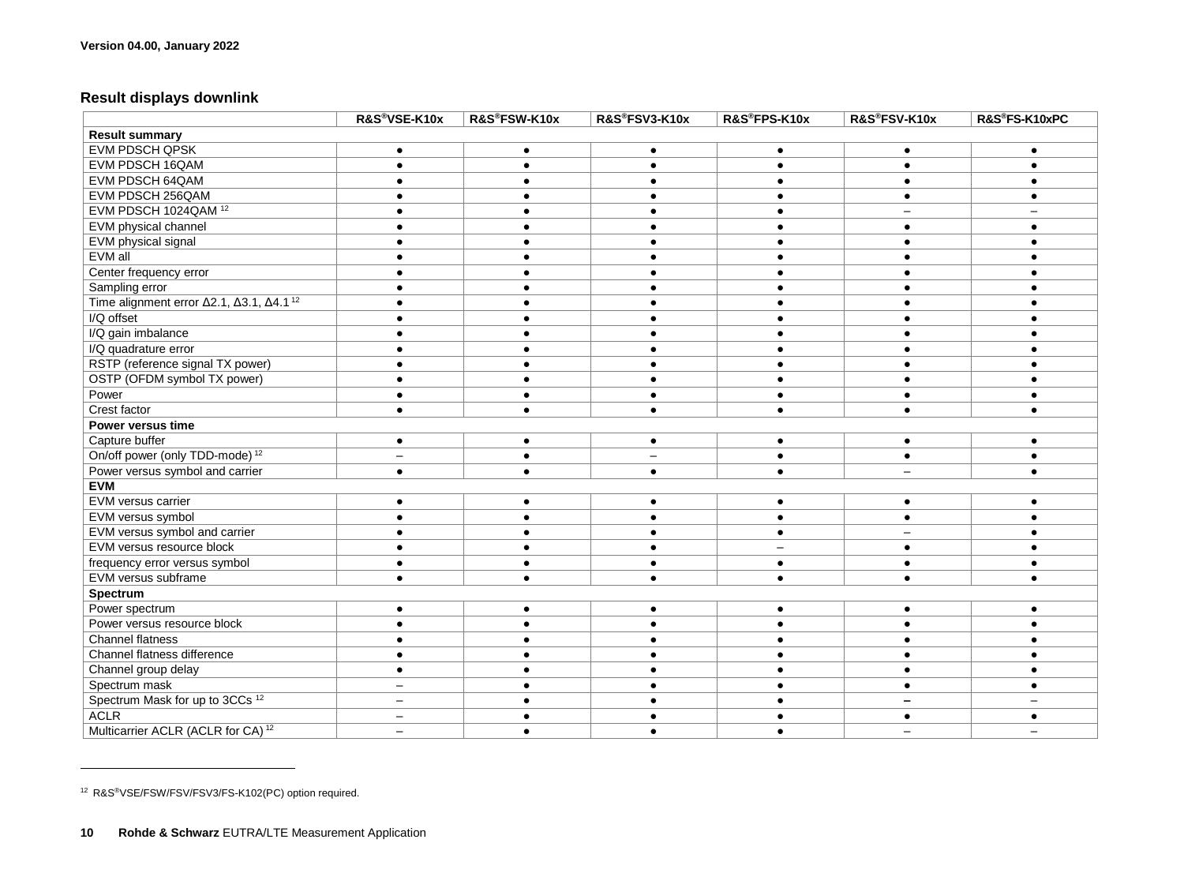Version 04.00, January 2022

## Result displays downlink

| | R&S®VSE-K10x | R&S®FSW-K10x | R&S®FSV3-K10x | R&S®FPS-K10x | R&S®FSV-K10x | R&S®FS-K10xPC |
|---|---|---|---|---|---|---|
| **Result summary** | | | | | | |
| EVM PDSCH QPSK | ● | ● | ● | ● | ● | ● |
| EVM PDSCH 16QAM | ● | ● | ● | ● | ● | ● |
| EVM PDSCH 64QAM | ● | ● | ● | ● | ● | ● |
| EVM PDSCH 256QAM | ● | ● | ● | ● | ● | ● |
| EVM PDSCH 1024QAM [12] | ● | ● | ● | ● | – | – |
| EVM physical channel | ● | ● | ● | ● | ● | ● |
| EVM physical signal | ● | ● | ● | ● | ● | ● |
| EVM all | ● | ● | ● | ● | ● | ● |
| Center frequency error | ● | ● | ● | ● | ● | ● |
| Sampling error | ● | ● | ● | ● | ● | ● |
| Time alignment error Δ2.1, Δ3.1, Δ4.1 [12] | ● | ● | ● | ● | ● | ● |
| I/Q offset | ● | ● | ● | ● | ● | ● |
| I/Q gain imbalance | ● | ● | ● | ● | ● | ● |
| I/Q quadrature error | ● | ● | ● | ● | ● | ● |
| RSTP (reference signal TX power) | ● | ● | ● | ● | ● | ● |
| OSTP (OFDM symbol TX power) | ● | ● | ● | ● | ● | ● |
| Power | ● | ● | ● | ● | ● | ● |
| Crest factor | ● | ● | ● | ● | ● | ● |
| **Power versus time** | | | | | | |
| Capture buffer | ● | ● | ● | ● | ● | ● |
| On/off power (only TDD-mode) [12] | – | ● | – | ● | ● | ● |
| Power versus symbol and carrier | ● | ● | ● | ● | – | ● |
| **EVM** | | | | | | |
| EVM versus carrier | ● | ● | ● | ● | ● | ● |
| EVM versus symbol | ● | ● | ● | ● | ● | ● |
| EVM versus symbol and carrier | ● | ● | ● | ● | – | ● |
| EVM versus resource block | ● | ● | ● | – | ● | ● |
| frequency error versus symbol | ● | ● | ● | ● | ● | ● |
| EVM versus subframe | ● | ● | ● | ● | ● | ● |
| **Spectrum** | | | | | | |
| Power spectrum | ● | ● | ● | ● | ● | ● |
| Power versus resource block | ● | ● | ● | ● | ● | ● |
| Channel flatness | ● | ● | ● | ● | ● | ● |
| Channel flatness difference | ● | ● | ● | ● | ● | ● |
| Channel group delay | ● | ● | ● | ● | ● | ● |
| Spectrum mask | – | ● | ● | ● | ● | ● |
| Spectrum Mask for up to 3CCs [12] | – | ● | ● | ● | – | – |
| ACLR | – | ● | ● | ● | ● | ● |
| Multicarrier ACLR (ACLR for CA) [12] | – | ● | ● | ● | – | – |

[12] R&S®VSE/FSW/FSV/FSV3/FS-K102(PC) option required.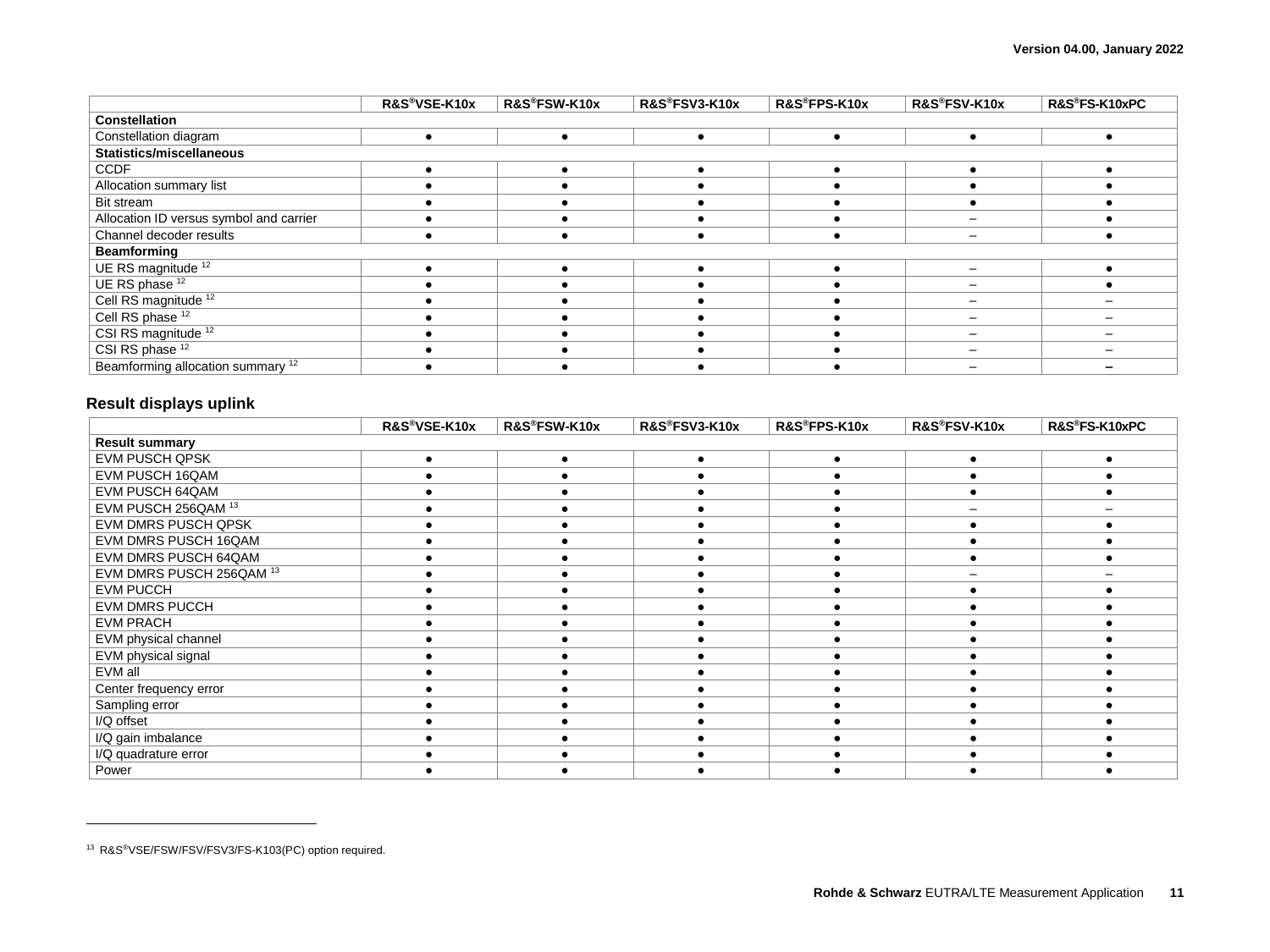| | R&S®VSE-K10x | R&S®FSW-K10x | R&S®FSV3-K10x | R&S®FPS-K10x | R&S®FSV-K10x | R&S®FS-K10xPC |
|---|---|---|---|---|---|---|
| **Constellation** | | | | | | |
| Constellation diagram | ● | ● | ● | ● | ● | ● |
| **Statistics/miscellaneous** | | | | | | |
| CCDF | ● | ● | ● | ● | ● | ● |
| Allocation summary list | ● | ● | ● | ● | ● | ● |
| Bit stream | ● | ● | ● | ● | ● | ● |
| Allocation ID versus symbol and carrier | ● | ● | ● | ● | – | ● |
| Channel decoder results | ● | ● | ● | ● | – | ● |
| **Beamforming** | | | | | | |
| UE RS magnitude [12] | ● | ● | ● | ● | – | ● |
| UE RS phase [12] | ● | ● | ● | ● | – | ● |
| Cell RS magnitude [12] | ● | ● | ● | ● | – | – |
| Cell RS phase [12] | ● | ● | ● | ● | – | – |
| CSI RS magnitude [12] | ● | ● | ● | ● | – | – |
| CSI RS phase [12] | ● | ● | ● | ● | – | – |
| Beamforming allocation summary [12] | ● | ● | ● | ● | – | – |

### Result displays uplink

| | R&S®VSE-K10x | R&S®FSW-K10x | R&S®FSV3-K10x | R&S®FPS-K10x | R&S®FSV-K10x | R&S®FS-K10xPC |
|---|---|---|---|---|---|---|
| **Result summary** | | | | | | |
| EVM PUSCH QPSK | ● | ● | ● | ● | ● | ● |
| EVM PUSCH 16QAM | ● | ● | ● | ● | ● | ● |
| EVM PUSCH 64QAM | ● | ● | ● | ● | ● | ● |
| EVM PUSCH 256QAM [13] | ● | ● | ● | ● | – | – |
| EVM DMRS PUSCH QPSK | ● | ● | ● | ● | ● | ● |
| EVM DMRS PUSCH 16QAM | ● | ● | ● | ● | ● | ● |
| EVM DMRS PUSCH 64QAM | ● | ● | ● | ● | ● | ● |
| EVM DMRS PUSCH 256QAM [13] | ● | ● | ● | ● | – | – |
| EVM PUCCH | ● | ● | ● | ● | ● | ● |
| EVM DMRS PUCCH | ● | ● | ● | ● | ● | ● |
| EVM PRACH | ● | ● | ● | ● | ● | ● |
| EVM physical channel | ● | ● | ● | ● | ● | ● |
| EVM physical signal | ● | ● | ● | ● | ● | ● |
| EVM all | ● | ● | ● | ● | ● | ● |
| Center frequency error | ● | ● | ● | ● | ● | ● |
| Sampling error | ● | ● | ● | ● | ● | ● |
| I/Q offset | ● | ● | ● | ● | ● | ● |
| I/Q gain imbalance | ● | ● | ● | ● | ● | ● |
| I/Q quadrature error | ● | ● | ● | ● | ● | ● |
| Power | ● | ● | ● | ● | ● | ● |

[13] R&S®VSE/FSW/FSV/FSV3/FS-K103(PC) option required.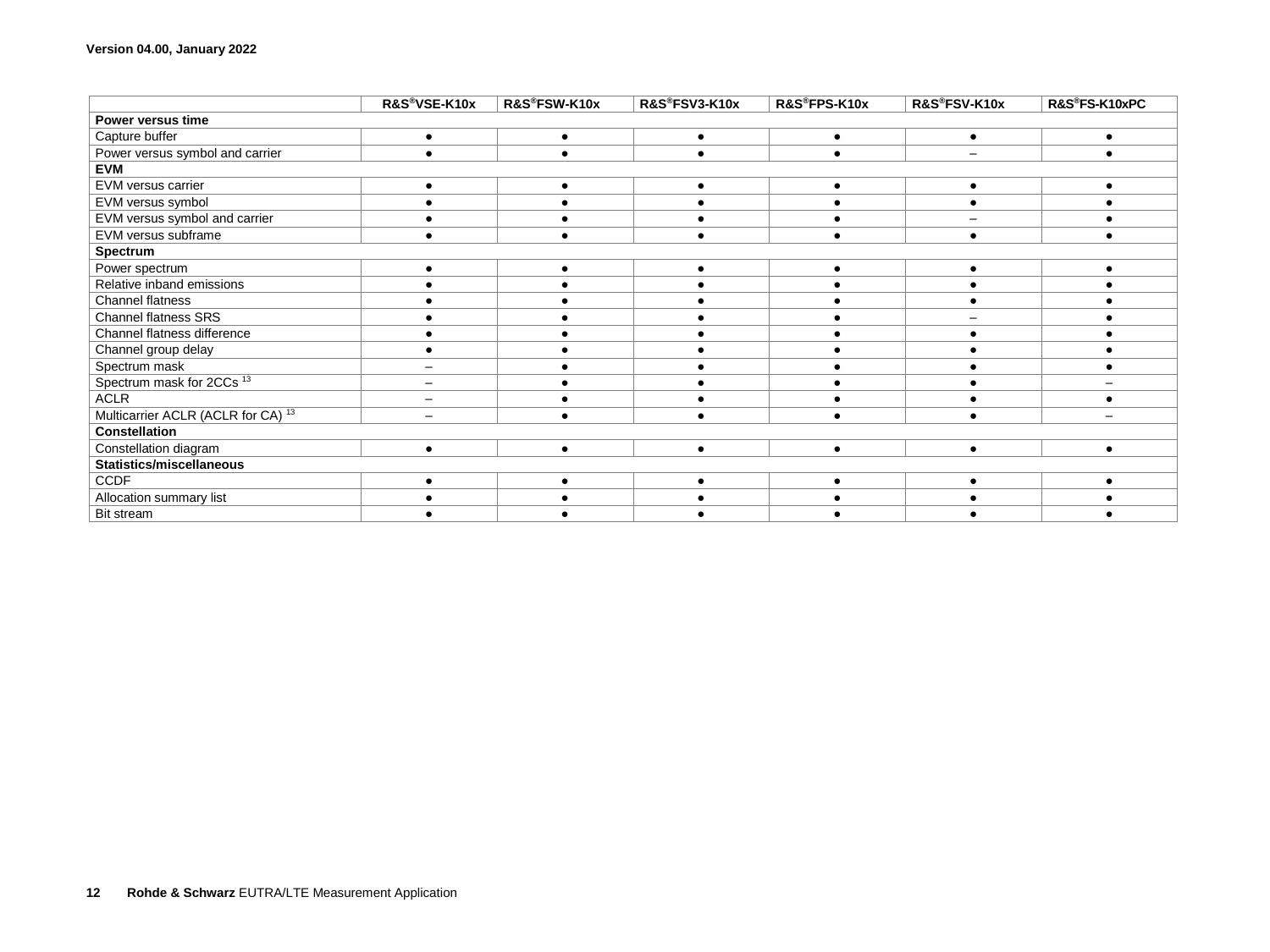| | R&S®VSE-K10x | R&S®FSW-K10x | R&S®FSV3-K10x | R&S®FPS-K10x | R&S®FSV-K10x | R&S®FS-K10xPC |
|---|---|---|---|---|---|---|
| **Power versus time** | | | | | | |
| Capture buffer | ● | ● | ● | ● | ● | ● |
| Power versus symbol and carrier | ● | ● | ● | ● | – | ● |
| **EVM** | | | | | | |
| EVM versus carrier | ● | ● | ● | ● | ● | ● |
| EVM versus symbol | ● | ● | ● | ● | ● | ● |
| EVM versus symbol and carrier | ● | ● | ● | ● | – | ● |
| EVM versus subframe | ● | ● | ● | ● | ● | ● |
| **Spectrum** | | | | | | |
| Power spectrum | ● | ● | ● | ● | ● | ● |
| Relative inband emissions | ● | ● | ● | ● | ● | ● |
| Channel flatness | ● | ● | ● | ● | ● | ● |
| Channel flatness SRS | ● | ● | ● | ● | – | ● |
| Channel flatness difference | ● | ● | ● | ● | ● | ● |
| Channel group delay | ● | ● | ● | ● | ● | ● |
| Spectrum mask | – | ● | ● | ● | ● | ● |
| Spectrum mask for 2CCs [13] | – | ● | ● | ● | ● | – |
| ACLR | – | ● | ● | ● | ● | ● |
| Multicarrier ACLR (ACLR for CA) [13] | – | ● | ● | ● | ● | – |
| **Constellation** | | | | | | |
| Constellation diagram | ● | ● | ● | ● | ● | ● |
| **Statistics/miscellaneous** | | | | | | |
| CCDF | ● | ● | ● | ● | ● | ● |
| Allocation summary list | ● | ● | ● | ● | ● | ● |
| Bit stream | ● | ● | ● | ● | ● | ● |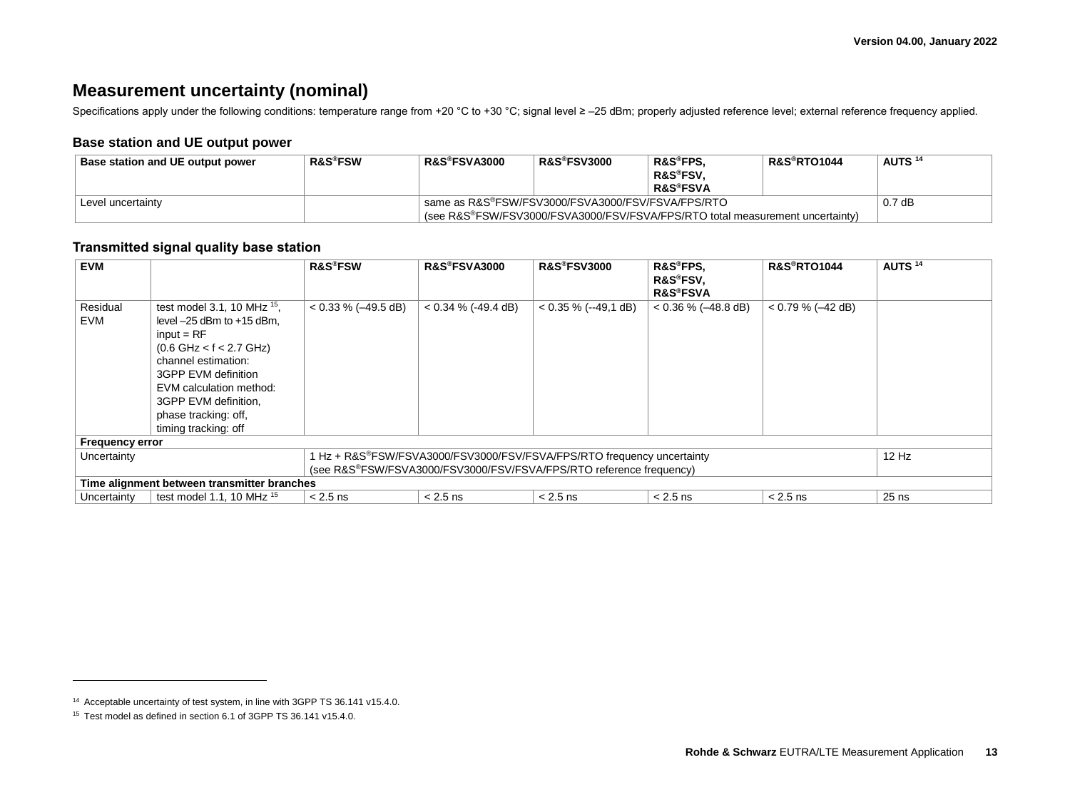## Measurement uncertainty (nominal)

Specifications apply under the following conditions: temperature range from +20 °C to +30 °C; signal level ≥ –25 dBm; properly adjusted reference level; external reference frequency applied.

### Base station and UE output power

| Base station and UE output power | R&S®FSW | R&S®FSVA3000 | R&S®FSV3000 | R&S®FPS, R&S®FSV, R&S®FSVA | R&S®RTO1044 | AUTS [14] |
|---|---|---|---|---|---|---|
| Level uncertainty | | same as R&S®FSW/FSV3000/FSVA3000/FSV/FSVA/FPS/RTO (see R&S®FSW/FSV3000/FSVA3000/FSV/FSVA/FPS/RTO total measurement uncertainty) | | | | 0.7 dB |

### Transmitted signal quality base station

| EVM | | R&S®FSW | R&S®FSVA3000 | R&S®FSV3000 | R&S®FPS, R&S®FSV, R&S®FSVA | R&S®RTO1044 | AUTS [14] |
|---|---|---|---|---|---|---|---|
| Residual EVM | test model 3.1, 10 MHz [15], level –25 dBm to +15 dBm, input = RF (0.6 GHz < f < 2.7 GHz) channel estimation: 3GPP EVM definition EVM calculation method: 3GPP EVM definition, phase tracking: off, timing tracking: off | < 0.33 % (–49.5 dB) | < 0.34 % (-49.4 dB) | < 0.35 % (--49,1 dB) | < 0.36 % (–48.8 dB) | < 0.79 % (–42 dB) | |
| **Frequency error** | | | | | | | |
| Uncertainty | | 1 Hz + R&S®FSW/FSVA3000/FSV3000/FSV/FSVA/FPS/RTO frequency uncertainty (see R&S®FSW/FSVA3000/FSV3000/FSV/FSVA/FPS/RTO reference frequency) | | | | | 12 Hz |
| **Time alignment between transmitter branches** | | | | | | | |
| Uncertainty | test model 1.1, 10 MHz [15] | < 2.5 ns | < 2.5 ns | < 2.5 ns | < 2.5 ns | < 2.5 ns | 25 ns |

[14] Acceptable uncertainty of test system, in line with 3GPP TS 36.141 v15.4.0.

[15] Test model as defined in section 6.1 of 3GPP TS 36.141 v15.4.0.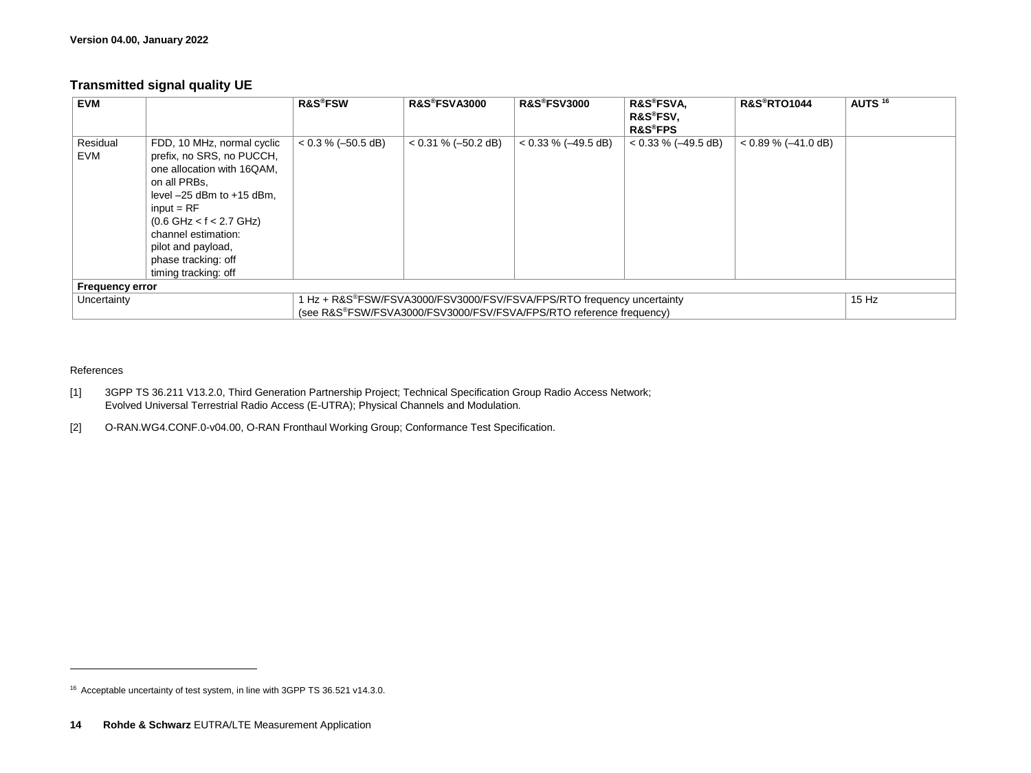## Transmitted signal quality UE

| EVM | | R&S®FSW | R&S®FSVA3000 | R&S®FSV3000 | R&S®FSVA, R&S®FSV, R&S®FPS | R&S®RTO1044 | AUTS [16] |
|---|---|---|---|---|---|---|---|
| Residual EVM | FDD, 10 MHz, normal cyclic prefix, no SRS, no PUCCH, one allocation with 16QAM, on all PRBs, level –25 dBm to +15 dBm, input = RF (0.6 GHz < f < 2.7 GHz) channel estimation: pilot and payload, phase tracking: off timing tracking: off | < 0.3 % (–50.5 dB) | < 0.31 % (–50.2 dB) | < 0.33 % (–49.5 dB) | < 0.33 % (–49.5 dB) | < 0.89 % (–41.0 dB) | |
| **Frequency error** | | | | | | | |
| Uncertainty | | 1 Hz + R&S®FSW/FSVA3000/FSV3000/FSV/FSVA/FPS/RTO frequency uncertainty (see R&S®FSW/FSVA3000/FSV3000/FSV/FSVA/FPS/RTO reference frequency) | | | | | 15 Hz |

References

[1] 3GPP TS 36.211 V13.2.0, Third Generation Partnership Project; Technical Specification Group Radio Access Network; Evolved Universal Terrestrial Radio Access (E-UTRA); Physical Channels and Modulation.

[2] O-RAN.WG4.CONF.0-v04.00, O-RAN Fronthaul Working Group; Conformance Test Specification.

[16] Acceptable uncertainty of test system, in line with 3GPP TS 36.521 v14.3.0.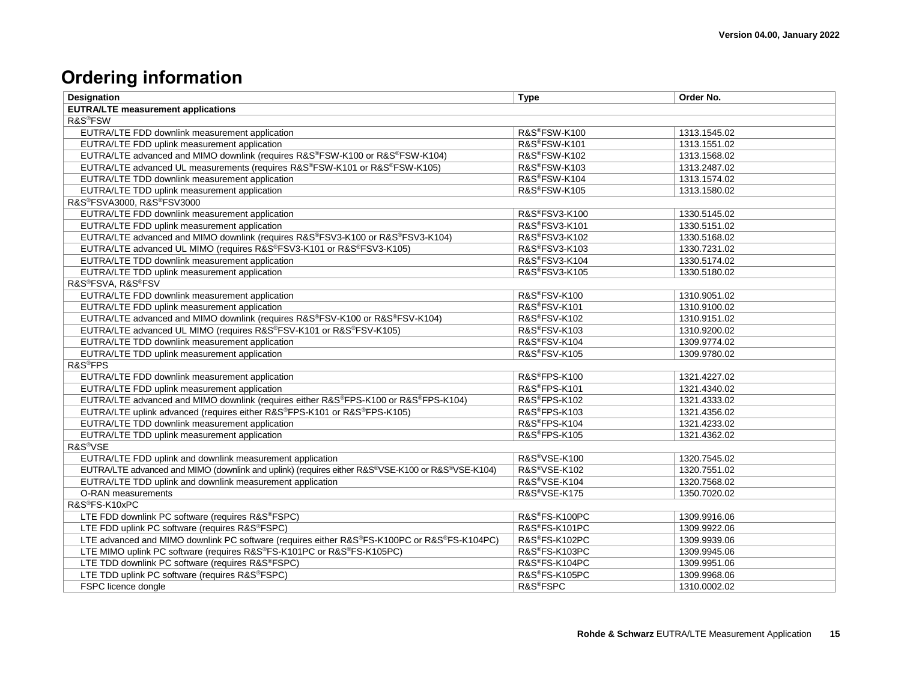# Ordering information

| Designation | Type | Order No. |
|---|---|---|
| **EUTRA/LTE measurement applications** | | |
| R&S®FSW | | |
| EUTRA/LTE FDD downlink measurement application | R&S®FSW-K100 | 1313.1545.02 |
| EUTRA/LTE FDD uplink measurement application | R&S®FSW-K101 | 1313.1551.02 |
| EUTRA/LTE advanced and MIMO downlink (requires R&S®FSW-K100 or R&S®FSW-K104) | R&S®FSW-K102 | 1313.1568.02 |
| EUTRA/LTE advanced UL measurements (requires R&S®FSW-K101 or R&S®FSW-K105) | R&S®FSW-K103 | 1313.2487.02 |
| EUTRA/LTE TDD downlink measurement application | R&S®FSW-K104 | 1313.1574.02 |
| EUTRA/LTE TDD uplink measurement application | R&S®FSW-K105 | 1313.1580.02 |
| R&S®FSVA3000, R&S®FSV3000 | | |
| EUTRA/LTE FDD downlink measurement application | R&S®FSV3-K100 | 1330.5145.02 |
| EUTRA/LTE FDD uplink measurement application | R&S®FSV3-K101 | 1330.5151.02 |
| EUTRA/LTE advanced and MIMO downlink (requires R&S®FSV3-K100 or R&S®FSV3-K104) | R&S®FSV3-K102 | 1330.5168.02 |
| EUTRA/LTE advanced UL MIMO (requires R&S®FSV3-K101 or R&S®FSV3-K105) | R&S®FSV3-K103 | 1330.7231.02 |
| EUTRA/LTE TDD downlink measurement application | R&S®FSV3-K104 | 1330.5174.02 |
| EUTRA/LTE TDD uplink measurement application | R&S®FSV3-K105 | 1330.5180.02 |
| R&S®FSVA, R&S®FSV | | |
| EUTRA/LTE FDD downlink measurement application | R&S®FSV-K100 | 1310.9051.02 |
| EUTRA/LTE FDD uplink measurement application | R&S®FSV-K101 | 1310.9100.02 |
| EUTRA/LTE advanced and MIMO downlink (requires R&S®FSV-K100 or R&S®FSV-K104) | R&S®FSV-K102 | 1310.9151.02 |
| EUTRA/LTE advanced UL MIMO (requires R&S®FSV-K101 or R&S®FSV-K105) | R&S®FSV-K103 | 1310.9200.02 |
| EUTRA/LTE TDD downlink measurement application | R&S®FSV-K104 | 1309.9774.02 |
| EUTRA/LTE TDD uplink measurement application | R&S®FSV-K105 | 1309.9780.02 |
| R&S®FPS | | |
| EUTRA/LTE FDD downlink measurement application | R&S®FPS-K100 | 1321.4227.02 |
| EUTRA/LTE FDD uplink measurement application | R&S®FPS-K101 | 1321.4340.02 |
| EUTRA/LTE advanced and MIMO downlink (requires either R&S®FPS-K100 or R&S®FPS-K104) | R&S®FPS-K102 | 1321.4333.02 |
| EUTRA/LTE uplink advanced (requires either R&S®FPS-K101 or R&S®FPS-K105) | R&S®FPS-K103 | 1321.4356.02 |
| EUTRA/LTE TDD downlink measurement application | R&S®FPS-K104 | 1321.4233.02 |
| EUTRA/LTE TDD uplink measurement application | R&S®FPS-K105 | 1321.4362.02 |
| R&S®VSE | | |
| EUTRA/LTE FDD uplink and downlink measurement application | R&S®VSE-K100 | 1320.7545.02 |
| EUTRA/LTE advanced and MIMO (downlink and uplink) (requires either R&S®VSE-K100 or R&S®VSE-K104) | R&S®VSE-K102 | 1320.7551.02 |
| EUTRA/LTE TDD uplink and downlink measurement application | R&S®VSE-K104 | 1320.7568.02 |
| O-RAN measurements | R&S®VSE-K175 | 1350.7020.02 |
| R&S®FS-K10xPC | | |
| LTE FDD downlink PC software (requires R&S®FSPC) | R&S®FS-K100PC | 1309.9916.06 |
| LTE FDD uplink PC software (requires R&S®FSPC) | R&S®FS-K101PC | 1309.9922.06 |
| LTE advanced and MIMO downlink PC software (requires either R&S®FS-K100PC or R&S®FS-K104PC) | R&S®FS-K102PC | 1309.9939.06 |
| LTE MIMO uplink PC software (requires R&S®FS-K101PC or R&S®FS-K105PC) | R&S®FS-K103PC | 1309.9945.06 |
| LTE TDD downlink PC software (requires R&S®FSPC) | R&S®FS-K104PC | 1309.9951.06 |
| LTE TDD uplink PC software (requires R&S®FSPC) | R&S®FS-K105PC | 1309.9968.06 |
| FSPC licence dongle | R&S®FSPC | 1310.0002.02 |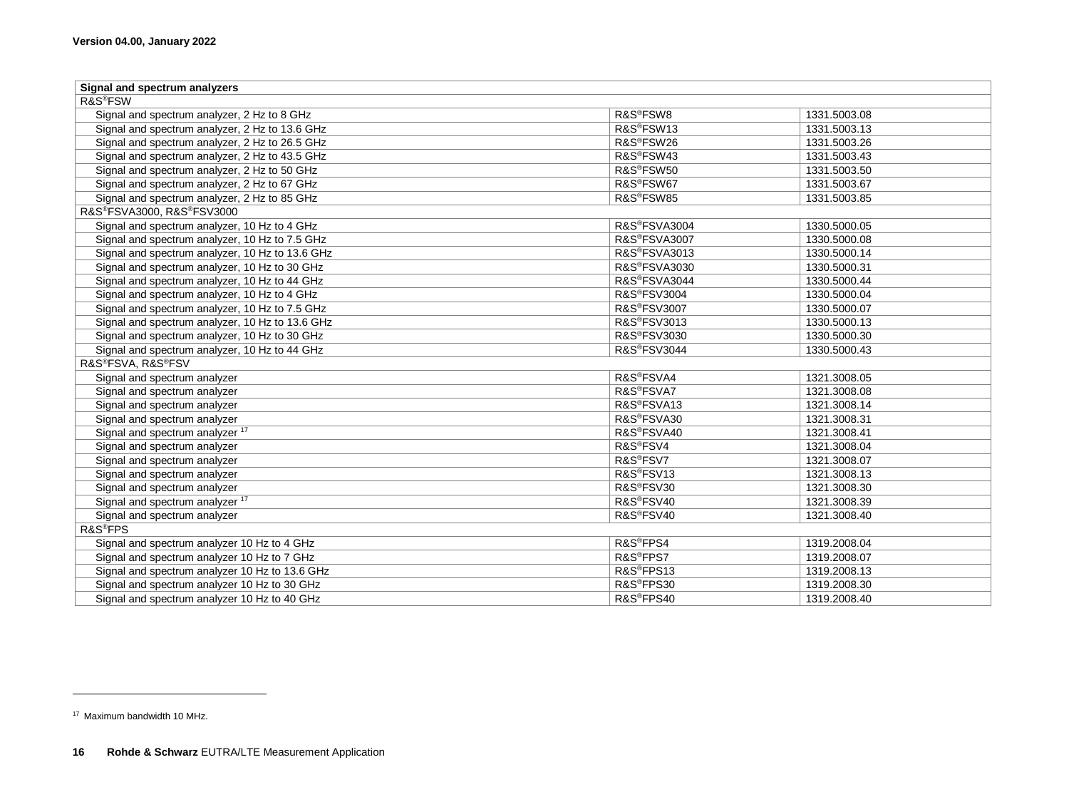| Signal and spectrum analyzers | | |
|---|---|---|
| R&S®FSW | | |
| Signal and spectrum analyzer, 2 Hz to 8 GHz | R&S®FSW8 | 1331.5003.08 |
| Signal and spectrum analyzer, 2 Hz to 13.6 GHz | R&S®FSW13 | 1331.5003.13 |
| Signal and spectrum analyzer, 2 Hz to 26.5 GHz | R&S®FSW26 | 1331.5003.26 |
| Signal and spectrum analyzer, 2 Hz to 43.5 GHz | R&S®FSW43 | 1331.5003.43 |
| Signal and spectrum analyzer, 2 Hz to 50 GHz | R&S®FSW50 | 1331.5003.50 |
| Signal and spectrum analyzer, 2 Hz to 67 GHz | R&S®FSW67 | 1331.5003.67 |
| Signal and spectrum analyzer, 2 Hz to 85 GHz | R&S®FSW85 | 1331.5003.85 |
| R&S®FSVA3000, R&S®FSV3000 | | |
| Signal and spectrum analyzer, 10 Hz to 4 GHz | R&S®FSVA3004 | 1330.5000.05 |
| Signal and spectrum analyzer, 10 Hz to 7.5 GHz | R&S®FSVA3007 | 1330.5000.08 |
| Signal and spectrum analyzer, 10 Hz to 13.6 GHz | R&S®FSVA3013 | 1330.5000.14 |
| Signal and spectrum analyzer, 10 Hz to 30 GHz | R&S®FSVA3030 | 1330.5000.31 |
| Signal and spectrum analyzer, 10 Hz to 44 GHz | R&S®FSVA3044 | 1330.5000.44 |
| Signal and spectrum analyzer, 10 Hz to 4 GHz | R&S®FSV3004 | 1330.5000.04 |
| Signal and spectrum analyzer, 10 Hz to 7.5 GHz | R&S®FSV3007 | 1330.5000.07 |
| Signal and spectrum analyzer, 10 Hz to 13.6 GHz | R&S®FSV3013 | 1330.5000.13 |
| Signal and spectrum analyzer, 10 Hz to 30 GHz | R&S®FSV3030 | 1330.5000.30 |
| Signal and spectrum analyzer, 10 Hz to 44 GHz | R&S®FSV3044 | 1330.5000.43 |
| R&S®FSVA, R&S®FSV | | |
| Signal and spectrum analyzer | R&S®FSVA4 | 1321.3008.05 |
| Signal and spectrum analyzer | R&S®FSVA7 | 1321.3008.08 |
| Signal and spectrum analyzer | R&S®FSVA13 | 1321.3008.14 |
| Signal and spectrum analyzer | R&S®FSVA30 | 1321.3008.31 |
| Signal and spectrum analyzer [17] | R&S®FSVA40 | 1321.3008.41 |
| Signal and spectrum analyzer | R&S®FSV4 | 1321.3008.04 |
| Signal and spectrum analyzer | R&S®FSV7 | 1321.3008.07 |
| Signal and spectrum analyzer | R&S®FSV13 | 1321.3008.13 |
| Signal and spectrum analyzer | R&S®FSV30 | 1321.3008.30 |
| Signal and spectrum analyzer [17] | R&S®FSV40 | 1321.3008.39 |
| Signal and spectrum analyzer | R&S®FSV40 | 1321.3008.40 |
| R&S®FPS | | |
| Signal and spectrum analyzer 10 Hz to 4 GHz | R&S®FPS4 | 1319.2008.04 |
| Signal and spectrum analyzer 10 Hz to 7 GHz | R&S®FPS7 | 1319.2008.07 |
| Signal and spectrum analyzer 10 Hz to 13.6 GHz | R&S®FPS13 | 1319.2008.13 |
| Signal and spectrum analyzer 10 Hz to 30 GHz | R&S®FPS30 | 1319.2008.30 |
| Signal and spectrum analyzer 10 Hz to 40 GHz | R&S®FPS40 | 1319.2008.40 |

[17] Maximum bandwidth 10 MHz.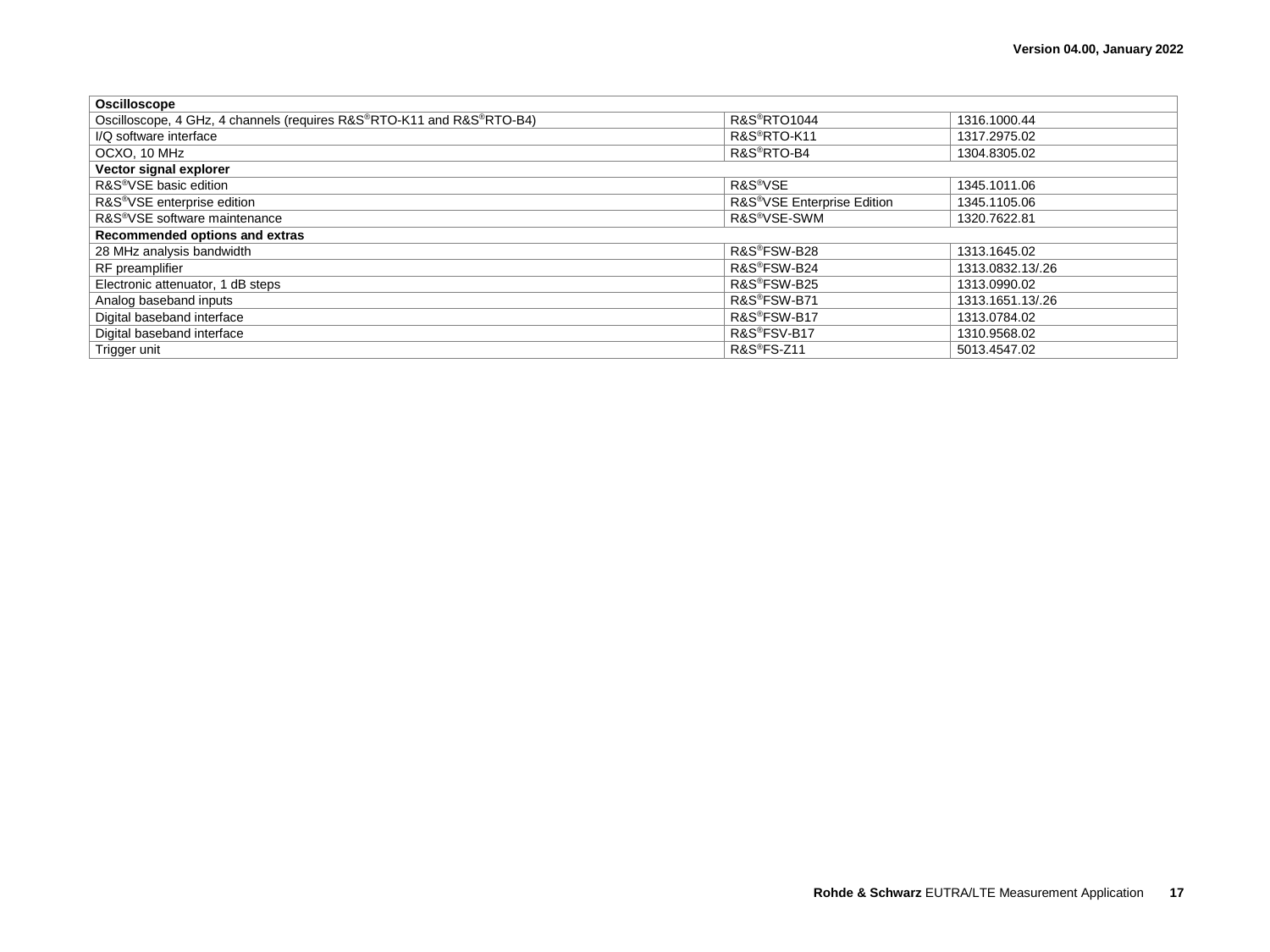| **Oscilloscope** | | |
|---|---|---|
| Oscilloscope, 4 GHz, 4 channels (requires R&S®RTO-K11 and R&S®RTO-B4) | R&S®RTO1044 | 1316.1000.44 |
| I/Q software interface | R&S®RTO-K11 | 1317.2975.02 |
| OCXO, 10 MHz | R&S®RTO-B4 | 1304.8305.02 |
| **Vector signal explorer** | | |
| R&S®VSE basic edition | R&S®VSE | 1345.1011.06 |
| R&S®VSE enterprise edition | R&S®VSE Enterprise Edition | 1345.1105.06 |
| R&S®VSE software maintenance | R&S®VSE-SWM | 1320.7622.81 |
| **Recommended options and extras** | | |
| 28 MHz analysis bandwidth | R&S®FSW-B28 | 1313.1645.02 |
| RF preamplifier | R&S®FSW-B24 | 1313.0832.13/.26 |
| Electronic attenuator, 1 dB steps | R&S®FSW-B25 | 1313.0990.02 |
| Analog baseband inputs | R&S®FSW-B71 | 1313.1651.13/.26 |
| Digital baseband interface | R&S®FSW-B17 | 1313.0784.02 |
| Digital baseband interface | R&S®FSV-B17 | 1310.9568.02 |
| Trigger unit | R&S®FS-Z11 | 5013.4547.02 |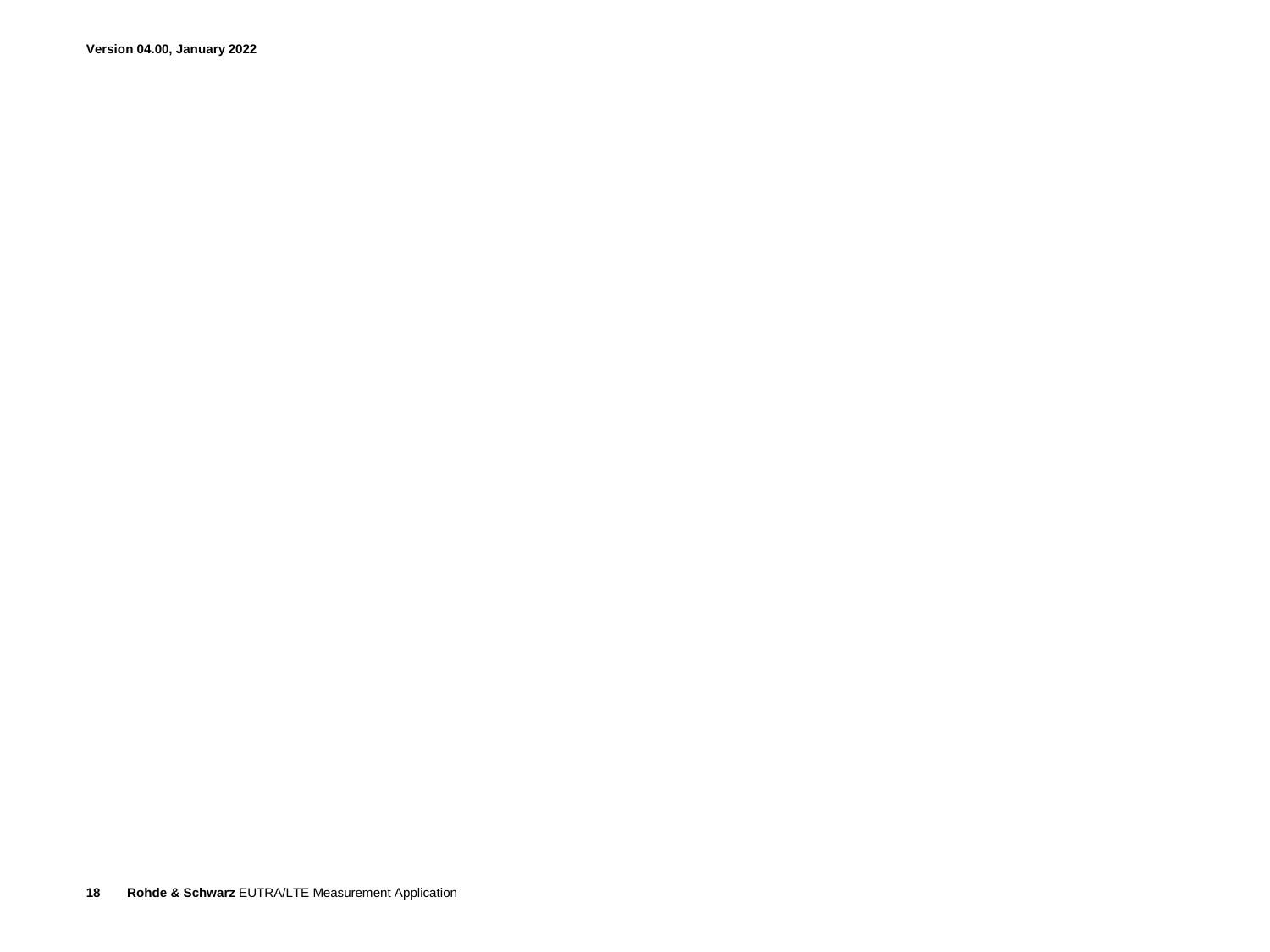**Version 04.00, January 2022**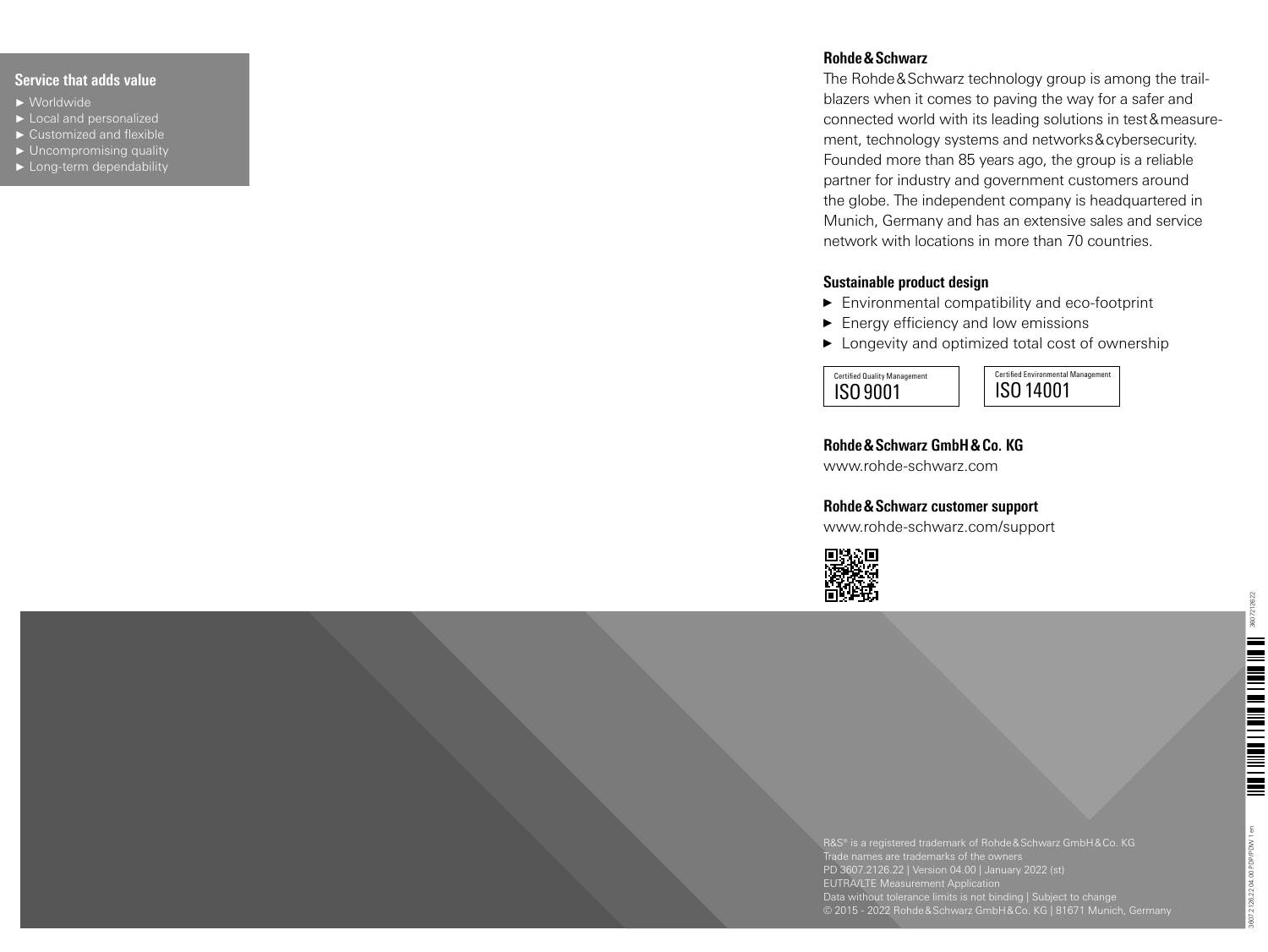### Service that adds value

- Worldwide
- Local and personalized
- Customized and flexible
- Uncompromising quality
- Long-term dependability

### Rohde & Schwarz

The Rohde & Schwarz technology group is among the trailblazers when it comes to paving the way for a safer and connected world with its leading solutions in test & measurement, technology systems and networks & cybersecurity. Founded more than 85 years ago, the group is a reliable partner for industry and government customers around the globe. The independent company is headquartered in Munich, Germany and has an extensive sales and service network with locations in more than 70 countries.

### Sustainable product design

- Environmental compatibility and eco-footprint
- Energy efficiency and low emissions
- Longevity and optimized total cost of ownership

Certified Quality Management
ISO 9001

Certified Environmental Management
ISO 14001

### Rohde & Schwarz GmbH & Co. KG

www.rohde-schwarz.com

### Rohde & Schwarz customer support

www.rohde-schwarz.com/support

R&S® is a registered trademark of Rohde & Schwarz GmbH & Co. KG
Trade names are trademarks of the owners
PD 3607.2126.22 | Version 04.00 | January 2022 (st)
EUTRA/LTE Measurement Application
Data without tolerance limits is not binding | Subject to change
© 2015 - 2022 Rohde & Schwarz GmbH & Co. KG | 81671 Munich, Germany

3607212622

3607.2126.22 04.00 PDP/PDW 1 en